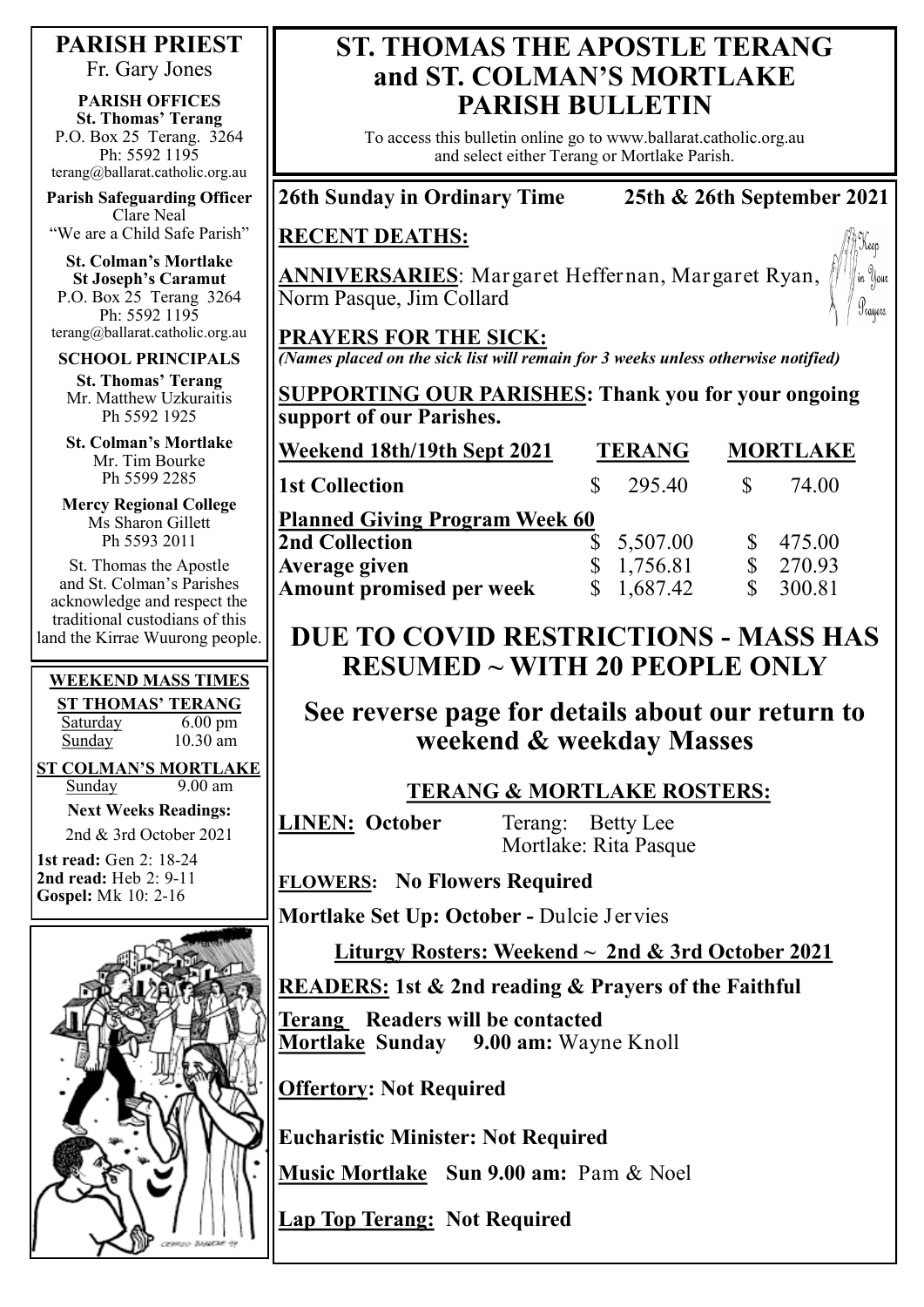# ST. THOMAS THE APOSTLE TERANG and ST. COLMAN'S MORTLAKE PARISH BULLETIN

To access this bulletin online go to www.ballarat.catholic.org.au and select either Terang or Mortlake Parish.

**PARISH PRIEST**
Fr. Gary Jones

**PARISH OFFICES**
**St. Thomas' Terang**
P.O. Box 25 Terang. 3264
Ph: 5592 1195
terang@ballarat.catholic.org.au

**Parish Safeguarding Officer**
Clare Neal
"We are a Child Safe Parish"

**St. Colman's Mortlake**
**St Joseph's Caramut**
P.O. Box 25 Terang 3264
Ph: 5592 1195
terang@ballarat.catholic.org.au

**SCHOOL PRINCIPALS**

**St. Thomas' Terang**
Mr. Matthew Uzkuraitis
Ph 5592 1925

**St. Colman's Mortlake**
Mr. Tim Bourke
Ph 5599 2285

**Mercy Regional College**
Ms Sharon Gillett
Ph 5593 2011

St. Thomas the Apostle and St. Colman's Parishes acknowledge and respect the traditional custodians of this land the Kirrae Wuurong people.

**WEEKEND MASS TIMES**

**ST THOMAS' TERANG**
Saturday 6.00 pm
Sunday 10.30 am

**ST COLMAN'S MORTLAKE**
Sunday 9.00 am

**Next Weeks Readings:**
2nd & 3rd October 2021

**1st read:** Gen 2: 18-24
**2nd read:** Heb 2: 9-11
**Gospel:** Mk 10: 2-16

**26th Sunday in Ordinary Time — 25th & 26th September 2021**

**RECENT DEATHS:**

**ANNIVERSARIES**: Margaret Heffernan, Margaret Ryan, Norm Pasque, Jim Collard

Keep in Your Prayers

**PRAYERS FOR THE SICK:**
*(Names placed on the sick list will remain for 3 weeks unless otherwise notified)*

**SUPPORTING OUR PARISHES: Thank you for your ongoing support of our Parishes.**

| Weekend 18th/19th Sept 2021 | TERANG | MORTLAKE |
|---|---|---|
| **1st Collection** | $ 295.40 | $ 74.00 |
| **Planned Giving Program Week 60** | | |
| **2nd Collection** | $ 5,507.00 | $ 475.00 |
| **Average given** | $ 1,756.81 | $ 270.93 |
| **Amount promised per week** | $ 1,687.42 | $ 300.81 |

## DUE TO COVID RESTRICTIONS - MASS HAS RESUMED ~ WITH 20 PEOPLE ONLY

### See reverse page for details about our return to weekend & weekday Masses

**TERANG & MORTLAKE ROSTERS:**

**LINEN: October** Terang: Betty Lee
Mortlake: Rita Pasque

**FLOWERS: No Flowers Required**

**Mortlake Set Up: October -** Dulcie Jervies

**Liturgy Rosters: Weekend ~ 2nd & 3rd October 2021**

**READERS: 1st & 2nd reading & Prayers of the Faithful**

**Terang Readers will be contacted**
**Mortlake Sunday 9.00 am:** Wayne Knoll

**Offertory: Not Required**

**Eucharistic Minister: Not Required**

**Music Mortlake Sun 9.00 am:** Pam & Noel

**Lap Top Terang: Not Required**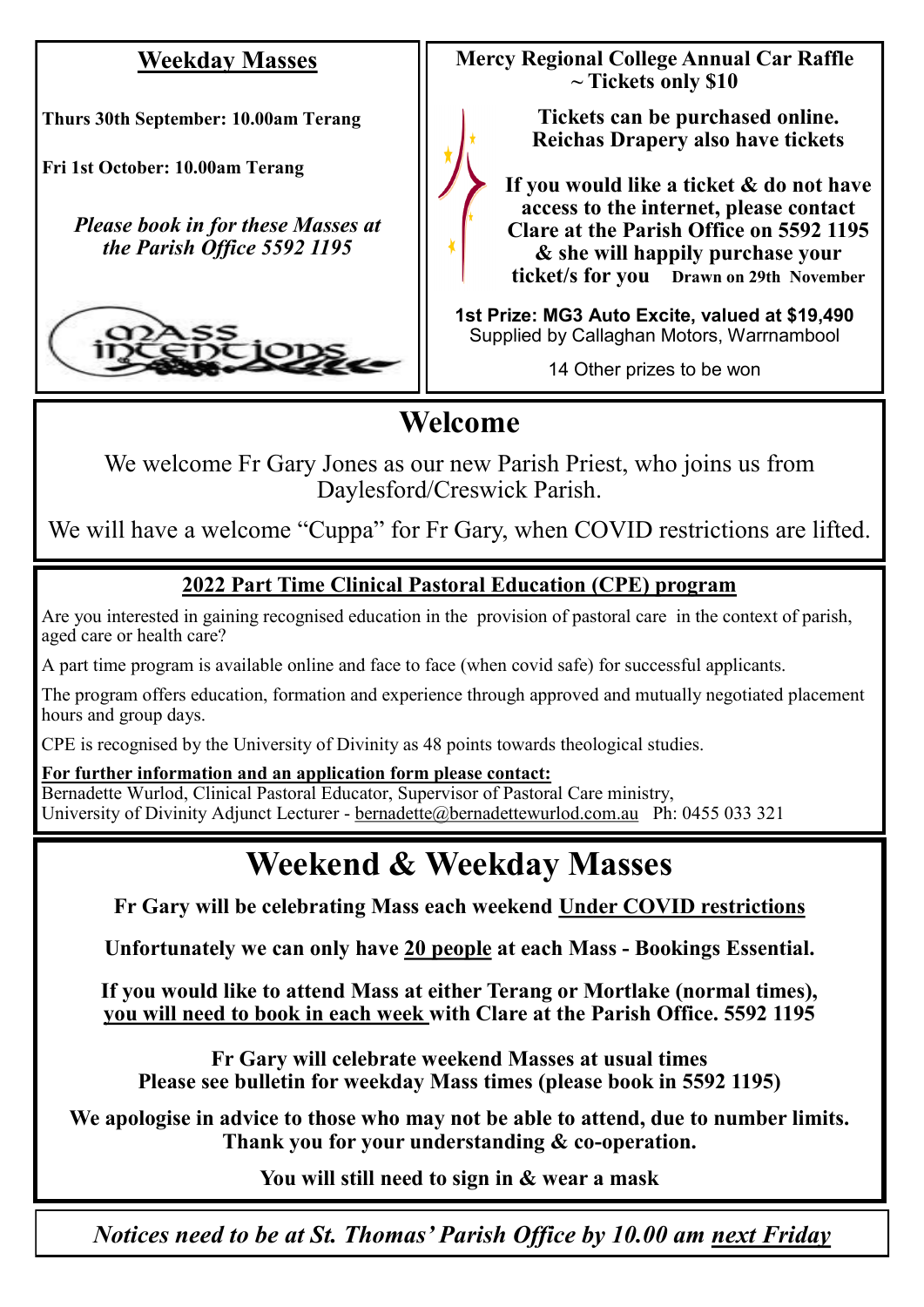## Weekday Masses

**Thurs 30th September: 10.00am Terang**

**Fri 1st October: 10.00am Terang**

***Please book in for these Masses at the Parish Office 5592 1195***

**Mercy Regional College Annual Car Raffle ~ Tickets only $10**

**Tickets can be purchased online. Reichas Drapery also have tickets**

**If you would like a ticket & do not have access to the internet, please contact Clare at the Parish Office on 5592 1195 & she will happily purchase your ticket/s for you** **Drawn on 29th November**

**1st Prize: MG3 Auto Excite, valued at $19,490**
Supplied by Callaghan Motors, Warrnambool

14 Other prizes to be won

# Welcome

We welcome Fr Gary Jones as our new Parish Priest, who joins us from Daylesford/Creswick Parish.

We will have a welcome "Cuppa" for Fr Gary, when COVID restrictions are lifted.

## 2022 Part Time Clinical Pastoral Education (CPE) program

Are you interested in gaining recognised education in the provision of pastoral care in the context of parish, aged care or health care?

A part time program is available online and face to face (when covid safe) for successful applicants.

The program offers education, formation and experience through approved and mutually negotiated placement hours and group days.

CPE is recognised by the University of Divinity as 48 points towards theological studies.

**For further information and an application form please contact:**
Bernadette Wurlod, Clinical Pastoral Educator, Supervisor of Pastoral Care ministry,
University of Divinity Adjunct Lecturer - bernadette@bernadettewurlod.com.au Ph: 0455 033 321

# Weekend & Weekday Masses

**Fr Gary will be celebrating Mass each weekend Under COVID restrictions**

**Unfortunately we can only have 20 people at each Mass - Bookings Essential.**

**If you would like to attend Mass at either Terang or Mortlake (normal times), you will need to book in each week with Clare at the Parish Office. 5592 1195**

**Fr Gary will celebrate weekend Masses at usual times**
**Please see bulletin for weekday Mass times (please book in 5592 1195)**

**We apologise in advice to those who may not be able to attend, due to number limits. Thank you for your understanding & co-operation.**

**You will still need to sign in & wear a mask**

***Notices need to be at St. Thomas' Parish Office by 10.00 am next Friday***